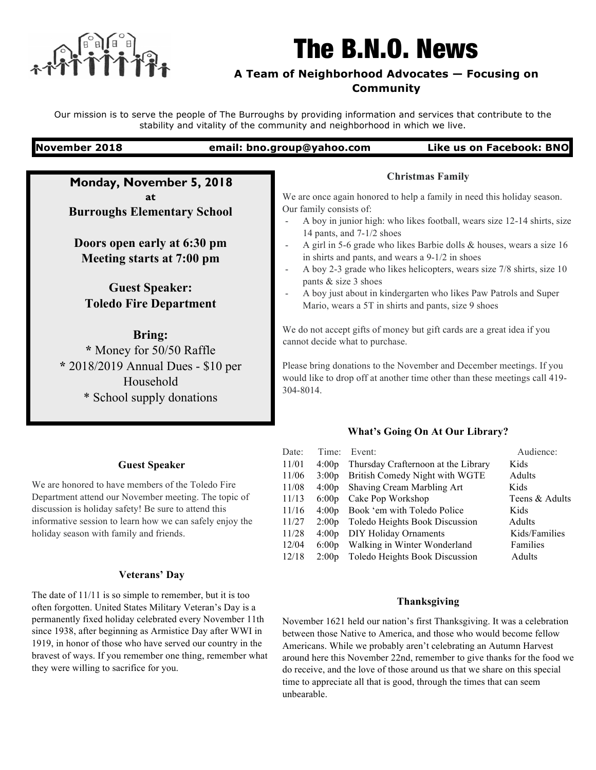# The B.N.O. News

**A Team of Neighborhood Advocates — Focusing on Community**

Our mission is to serve the people of The Burroughs by providing information and services that contribute to the stability and vitality of the community and neighborhood in which we live.

**November 2018** | **email: bno.group@yahoo.com** | **Like us on Facebook: BNO**

---

**Monday, November 5, 2018**
**at**
**Burroughs Elementary School**

**Doors open early at 6:30 pm**
**Meeting starts at 7:00 pm**

**Guest Speaker:**
**Toledo Fire Department**

**Bring:**
* Money for 50/50 Raffle
* 2018/2019 Annual Dues - $10 per Household
* School supply donations

### Guest Speaker

We are honored to have members of the Toledo Fire Department attend our November meeting. The topic of discussion is holiday safety! Be sure to attend this informative session to learn how we can safely enjoy the holiday season with family and friends.

### Veterans' Day

The date of 11/11 is so simple to remember, but it is too often forgotten. United States Military Veteran's Day is a permanently fixed holiday celebrated every November 11th since 1938, after beginning as Armistice Day after WWI in 1919, in honor of those who have served our country in the bravest of ways. If you remember one thing, remember what they were willing to sacrifice for you.

### Christmas Family

We are once again honored to help a family in need this holiday season. Our family consists of:

- A boy in junior high: who likes football, wears size 12-14 shirts, size 14 pants, and 7-1/2 shoes
- A girl in 5-6 grade who likes Barbie dolls & houses, wears a size 16 in shirts and pants, and wears a 9-1/2 in shoes
- A boy 2-3 grade who likes helicopters, wears size 7/8 shirts, size 10 pants & size 3 shoes
- A boy just about in kindergarten who likes Paw Patrols and Super Mario, wears a 5T in shirts and pants, size 9 shoes

We do not accept gifts of money but gift cards are a great idea if you cannot decide what to purchase.

Please bring donations to the November and December meetings. If you would like to drop off at another time other than these meetings call 419-304-8014.

### What's Going On At Our Library?

| Date: | Time: | Event: | Audience: |
|---|---|---|---|
| 11/01 | 4:00p | Thursday Crafternoon at the Library | Kids |
| 11/06 | 3:00p | British Comedy Night with WGTE | Adults |
| 11/08 | 4:00p | Shaving Cream Marbling Art | Kids |
| 11/13 | 6:00p | Cake Pop Workshop | Teens & Adults |
| 11/16 | 4:00p | Book 'em with Toledo Police | Kids |
| 11/27 | 2:00p | Toledo Heights Book Discussion | Adults |
| 11/28 | 4:00p | DIY Holiday Ornaments | Kids/Families |
| 12/04 | 6:00p | Walking in Winter Wonderland | Families |
| 12/18 | 2:00p | Toledo Heights Book Discussion | Adults |

### Thanksgiving

November 1621 held our nation's first Thanksgiving. It was a celebration between those Native to America, and those who would become fellow Americans. While we probably aren't celebrating an Autumn Harvest around here this November 22nd, remember to give thanks for the food we do receive, and the love of those around us that we share on this special time to appreciate all that is good, through the times that can seem unbearable.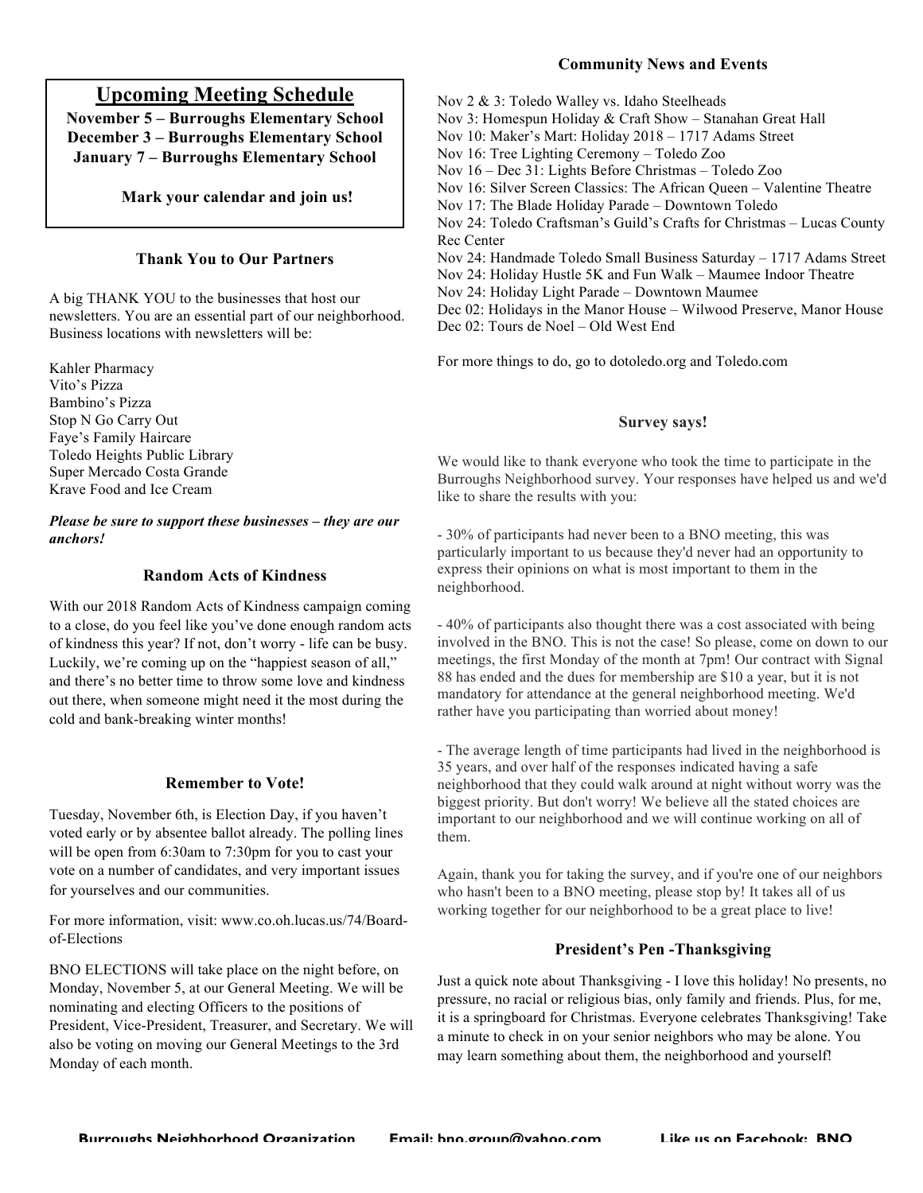## Upcoming Meeting Schedule

**November 5 – Burroughs Elementary School**
**December 3 – Burroughs Elementary School**
**January 7 – Burroughs Elementary School**

**Mark your calendar and join us!**

### Thank You to Our Partners

A big THANK YOU to the businesses that host our newsletters. You are an essential part of our neighborhood. Business locations with newsletters will be:

Kahler Pharmacy
Vito's Pizza
Bambino's Pizza
Stop N Go Carry Out
Faye's Family Haircare
Toledo Heights Public Library
Super Mercado Costa Grande
Krave Food and Ice Cream

***Please be sure to support these businesses – they are our anchors!***

### Random Acts of Kindness

With our 2018 Random Acts of Kindness campaign coming to a close, do you feel like you've done enough random acts of kindness this year? If not, don't worry - life can be busy. Luckily, we're coming up on the "happiest season of all," and there's no better time to throw some love and kindness out there, when someone might need it the most during the cold and bank-breaking winter months!

### Remember to Vote!

Tuesday, November 6th, is Election Day, if you haven't voted early or by absentee ballot already. The polling lines will be open from 6:30am to 7:30pm for you to cast your vote on a number of candidates, and very important issues for yourselves and our communities.

For more information, visit: www.co.oh.lucas.us/74/Board-of-Elections

BNO ELECTIONS will take place on the night before, on Monday, November 5, at our General Meeting. We will be nominating and electing Officers to the positions of President, Vice-President, Treasurer, and Secretary. We will also be voting on moving our General Meetings to the 3rd Monday of each month.

### Community News and Events

Nov 2 & 3: Toledo Walley vs. Idaho Steelheads
Nov 3: Homespun Holiday & Craft Show – Stanahan Great Hall
Nov 10: Maker's Mart: Holiday 2018 – 1717 Adams Street
Nov 16: Tree Lighting Ceremony – Toledo Zoo
Nov 16 – Dec 31: Lights Before Christmas – Toledo Zoo
Nov 16: Silver Screen Classics: The African Queen – Valentine Theatre
Nov 17: The Blade Holiday Parade – Downtown Toledo
Nov 24: Toledo Craftsman's Guild's Crafts for Christmas – Lucas County Rec Center
Nov 24: Handmade Toledo Small Business Saturday – 1717 Adams Street
Nov 24: Holiday Hustle 5K and Fun Walk – Maumee Indoor Theatre
Nov 24: Holiday Light Parade – Downtown Maumee
Dec 02: Holidays in the Manor House – Wilwood Preserve, Manor House
Dec 02: Tours de Noel – Old West End

For more things to do, go to dotoledo.org and Toledo.com

### Survey says!

We would like to thank everyone who took the time to participate in the Burroughs Neighborhood survey. Your responses have helped us and we'd like to share the results with you:

- 30% of participants had never been to a BNO meeting, this was particularly important to us because they'd never had an opportunity to express their opinions on what is most important to them in the neighborhood.

- 40% of participants also thought there was a cost associated with being involved in the BNO. This is not the case! So please, come on down to our meetings, the first Monday of the month at 7pm! Our contract with Signal 88 has ended and the dues for membership are $10 a year, but it is not mandatory for attendance at the general neighborhood meeting. We'd rather have you participating than worried about money!

- The average length of time participants had lived in the neighborhood is 35 years, and over half of the responses indicated having a safe neighborhood that they could walk around at night without worry was the biggest priority. But don't worry! We believe all the stated choices are important to our neighborhood and we will continue working on all of them.

Again, thank you for taking the survey, and if you're one of our neighbors who hasn't been to a BNO meeting, please stop by! It takes all of us working together for our neighborhood to be a great place to live!

### President's Pen -Thanksgiving

Just a quick note about Thanksgiving - I love this holiday! No presents, no pressure, no racial or religious bias, only family and friends. Plus, for me, it is a springboard for Christmas. Everyone celebrates Thanksgiving! Take a minute to check in on your senior neighbors who may be alone. You may learn something about them, the neighborhood and yourself!